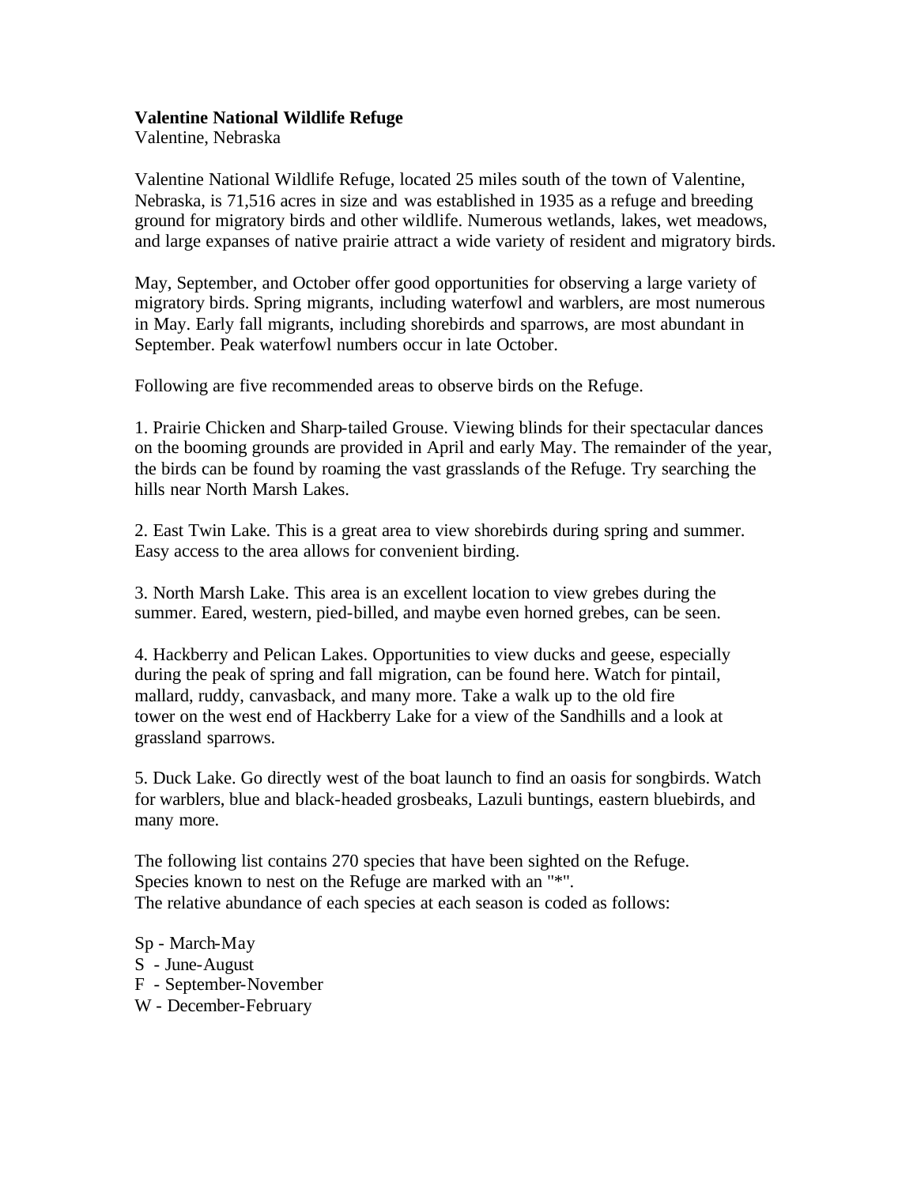**Valentine National Wildlife Refuge**
Valentine, Nebraska

Valentine National Wildlife Refuge, located 25 miles south of the town of Valentine, Nebraska, is 71,516 acres in size and was established in 1935 as a refuge and breeding ground for migratory birds and other wildlife. Numerous wetlands, lakes, wet meadows, and large expanses of native prairie attract a wide variety of resident and migratory birds.

May, September, and October offer good opportunities for observing a large variety of migratory birds. Spring migrants, including waterfowl and warblers, are most numerous in May. Early fall migrants, including shorebirds and sparrows, are most abundant in September. Peak waterfowl numbers occur in late October.

Following are five recommended areas to observe birds on the Refuge.

1. Prairie Chicken and Sharp-tailed Grouse. Viewing blinds for their spectacular dances on the booming grounds are provided in April and early May. The remainder of the year, the birds can be found by roaming the vast grasslands of the Refuge. Try searching the hills near North Marsh Lakes.

2. East Twin Lake. This is a great area to view shorebirds during spring and summer. Easy access to the area allows for convenient birding.

3. North Marsh Lake. This area is an excellent location to view grebes during the summer. Eared, western, pied-billed, and maybe even horned grebes, can be seen.

4. Hackberry and Pelican Lakes. Opportunities to view ducks and geese, especially during the peak of spring and fall migration, can be found here. Watch for pintail, mallard, ruddy, canvasback, and many more. Take a walk up to the old fire tower on the west end of Hackberry Lake for a view of the Sandhills and a look at grassland sparrows.

5. Duck Lake. Go directly west of the boat launch to find an oasis for songbirds. Watch for warblers, blue and black-headed grosbeaks, Lazuli buntings, eastern bluebirds, and many more.

The following list contains 270 species that have been sighted on the Refuge.
Species known to nest on the Refuge are marked with an "*".
The relative abundance of each species at each season is coded as follows:

Sp - March-May
S - June-August
F - September-November
W - December-February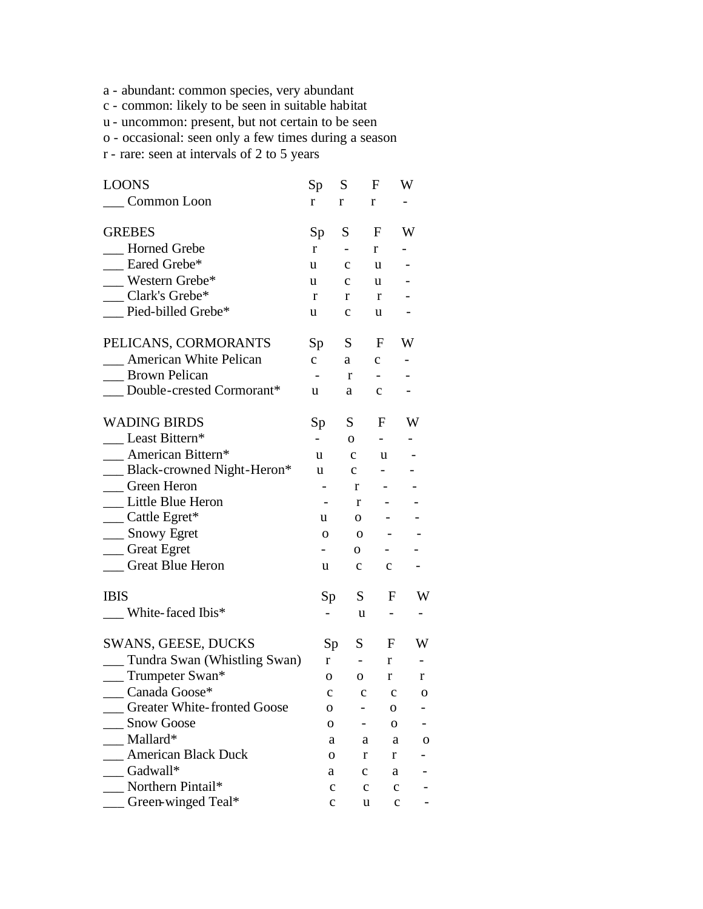a - abundant: common species, very abundant
c - common: likely to be seen in suitable habitat
u - uncommon: present, but not certain to be seen
o - occasional: seen only a few times during a season
r - rare: seen at intervals of 2 to 5 years

| LOONS | Sp | S | F | W |
|---|---|---|---|---|
| ___ Common Loon | r | r | r | - |

| GREBES | Sp | S | F | W |
|---|---|---|---|---|
| ___ Horned Grebe | r | - | r | - |
| ___ Eared Grebe* | u | c | u | - |
| ___ Western Grebe* | u | c | u | - |
| ___ Clark's Grebe* | r | r | r | - |
| ___ Pied-billed Grebe* | u | c | u | - |

| PELICANS, CORMORANTS | Sp | S | F | W |
|---|---|---|---|---|
| ___ American White Pelican | c | a | c | - |
| ___ Brown Pelican | - | r | - | - |
| ___ Double-crested Cormorant* | u | a | c | - |

| WADING BIRDS | Sp | S | F | W |
|---|---|---|---|---|
| ___ Least Bittern* | - | o | - | - |
| ___ American Bittern* | u | c | u | - |
| ___ Black-crowned Night-Heron* | u | c | - | - |
| ___ Green Heron | - | r | - | - |
| ___ Little Blue Heron | - | r | - | - |
| ___ Cattle Egret* | u | o | - | - |
| ___ Snowy Egret | o | o | - | - |
| ___ Great Egret | - | o | - | - |
| ___ Great Blue Heron | u | c | c | - |

| IBIS | Sp | S | F | W |
|---|---|---|---|---|
| ___ White-faced Ibis* | - | u | - | - |

| SWANS, GEESE, DUCKS | Sp | S | F | W |
|---|---|---|---|---|
| ___ Tundra Swan (Whistling Swan) | r | - | r | - |
| ___ Trumpeter Swan* | o | o | r | r |
| ___ Canada Goose* | c | c | c | o |
| ___ Greater White-fronted Goose | o | - | o | - |
| ___ Snow Goose | o | - | o | - |
| ___ Mallard* | a | a | a | o |
| ___ American Black Duck | o | r | r | - |
| ___ Gadwall* | a | c | a | - |
| ___ Northern Pintail* | c | c | c | - |
| ___ Green-winged Teal* | c | u | c | - |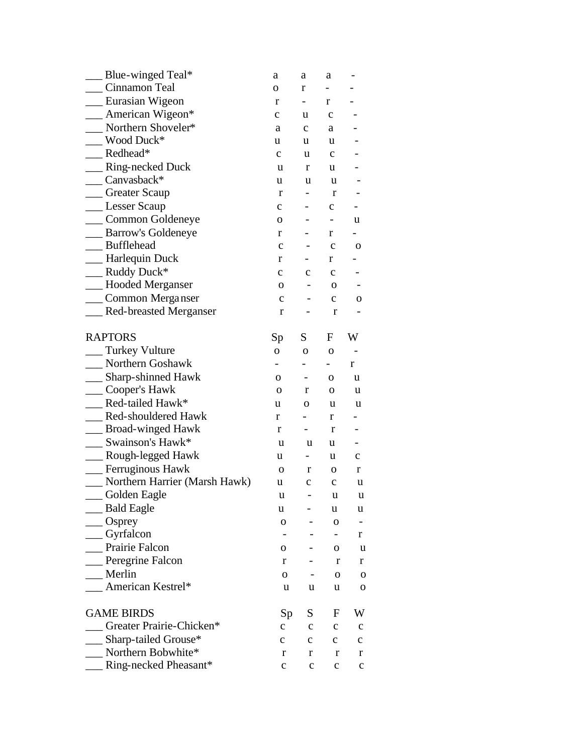| | | | | |
|---|---|---|---|---|
| ___ Blue-winged Teal* | a | a | a | - |
| ___ Cinnamon Teal | o | r | - | - |
| ___ Eurasian Wigeon | r | - | r | - |
| ___ American Wigeon* | c | u | c | - |
| ___ Northern Shoveler* | a | c | a | - |
| ___ Wood Duck* | u | u | u | - |
| ___ Redhead* | c | u | c | - |
| ___ Ring-necked Duck | u | r | u | - |
| ___ Canvasback* | u | u | u | - |
| ___ Greater Scaup | r | - | r | - |
| ___ Lesser Scaup | c | - | c | - |
| ___ Common Goldeneye | o | - | - | u |
| ___ Barrow's Goldeneye | r | - | r | - |
| ___ Bufflehead | c | - | c | o |
| ___ Harlequin Duck | r | - | r | - |
| ___ Ruddy Duck* | c | c | c | - |
| ___ Hooded Merganser | o | - | o | - |
| ___ Common Merganser | c | - | c | o |
| ___ Red-breasted Merganser | r | - | r | - |

| RAPTORS | Sp | S | F | W |
|---|---|---|---|---|
| ___ Turkey Vulture | o | o | o | - |
| ___ Northern Goshawk | - | - | - | r |
| ___ Sharp-shinned Hawk | o | - | o | u |
| ___ Cooper's Hawk | o | r | o | u |
| ___ Red-tailed Hawk* | u | o | u | u |
| ___ Red-shouldered Hawk | r | - | r | - |
| ___ Broad-winged Hawk | r | - | r | - |
| ___ Swainson's Hawk* | u | u | u | - |
| ___ Rough-legged Hawk | u | - | u | c |
| ___ Ferruginous Hawk | o | r | o | r |
| ___ Northern Harrier (Marsh Hawk) | u | c | c | u |
| ___ Golden Eagle | u | - | u | u |
| ___ Bald Eagle | u | - | u | u |
| ___ Osprey | o | - | o | - |
| ___ Gyrfalcon | - | - | - | r |
| ___ Prairie Falcon | o | - | o | u |
| ___ Peregrine Falcon | r | - | r | r |
| ___ Merlin | o | - | o | o |
| ___ American Kestrel* | u | u | u | o |

| GAME BIRDS | Sp | S | F | W |
|---|---|---|---|---|
| ___ Greater Prairie-Chicken* | c | c | c | c |
| ___ Sharp-tailed Grouse* | c | c | c | c |
| ___ Northern Bobwhite* | r | r | r | r |
| ___ Ring-necked Pheasant* | c | c | c | c |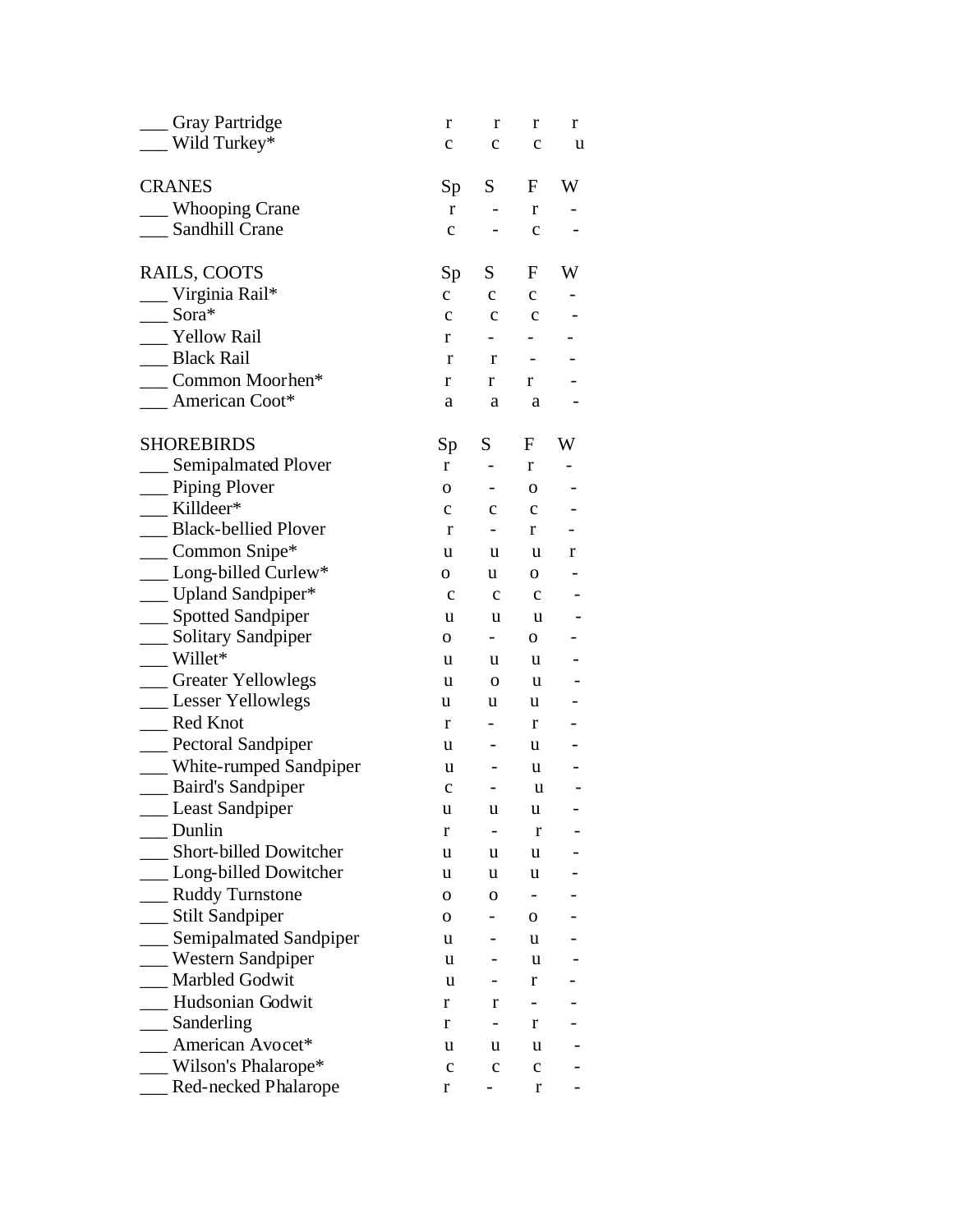| | Sp | S | F | W |
|---|---|---|---|---|
| ___ Gray Partridge | r | r | r | r |
| ___ Wild Turkey* | c | c | c | u |

| CRANES | Sp | S | F | W |
|---|---|---|---|---|
| ___ Whooping Crane | r | - | r | - |
| ___ Sandhill Crane | c | - | c | - |

| RAILS, COOTS | Sp | S | F | W |
|---|---|---|---|---|
| ___ Virginia Rail* | c | c | c | - |
| ___ Sora* | c | c | c | - |
| ___ Yellow Rail | r | - | - | - |
| ___ Black Rail | r | r | - | - |
| ___ Common Moorhen* | r | r | r | - |
| ___ American Coot* | a | a | a | - |

| SHOREBIRDS | Sp | S | F | W |
|---|---|---|---|---|
| ___ Semipalmated Plover | r | - | r | - |
| ___ Piping Plover | o | - | o | - |
| ___ Killdeer* | c | c | c | - |
| ___ Black-bellied Plover | r | - | r | - |
| ___ Common Snipe* | u | u | u | r |
| ___ Long-billed Curlew* | o | u | o | - |
| ___ Upland Sandpiper* | c | c | c | - |
| ___ Spotted Sandpiper | u | u | u | - |
| ___ Solitary Sandpiper | o | - | o | - |
| ___ Willet* | u | u | u | - |
| ___ Greater Yellowlegs | u | o | u | - |
| ___ Lesser Yellowlegs | u | u | u | - |
| ___ Red Knot | r | - | r | - |
| ___ Pectoral Sandpiper | u | - | u | - |
| ___ White-rumped Sandpiper | u | - | u | - |
| ___ Baird's Sandpiper | c | - | u | - |
| ___ Least Sandpiper | u | u | u | - |
| ___ Dunlin | r | - | r | - |
| ___ Short-billed Dowitcher | u | u | u | - |
| ___ Long-billed Dowitcher | u | u | u | - |
| ___ Ruddy Turnstone | o | o | - | - |
| ___ Stilt Sandpiper | o | - | o | - |
| ___ Semipalmated Sandpiper | u | - | u | - |
| ___ Western Sandpiper | u | - | u | - |
| ___ Marbled Godwit | u | - | r | - |
| ___ Hudsonian Godwit | r | r | - | - |
| ___ Sanderling | r | - | r | - |
| ___ American Avocet* | u | u | u | - |
| ___ Wilson's Phalarope* | c | c | c | - |
| ___ Red-necked Phalarope | r | - | r | - |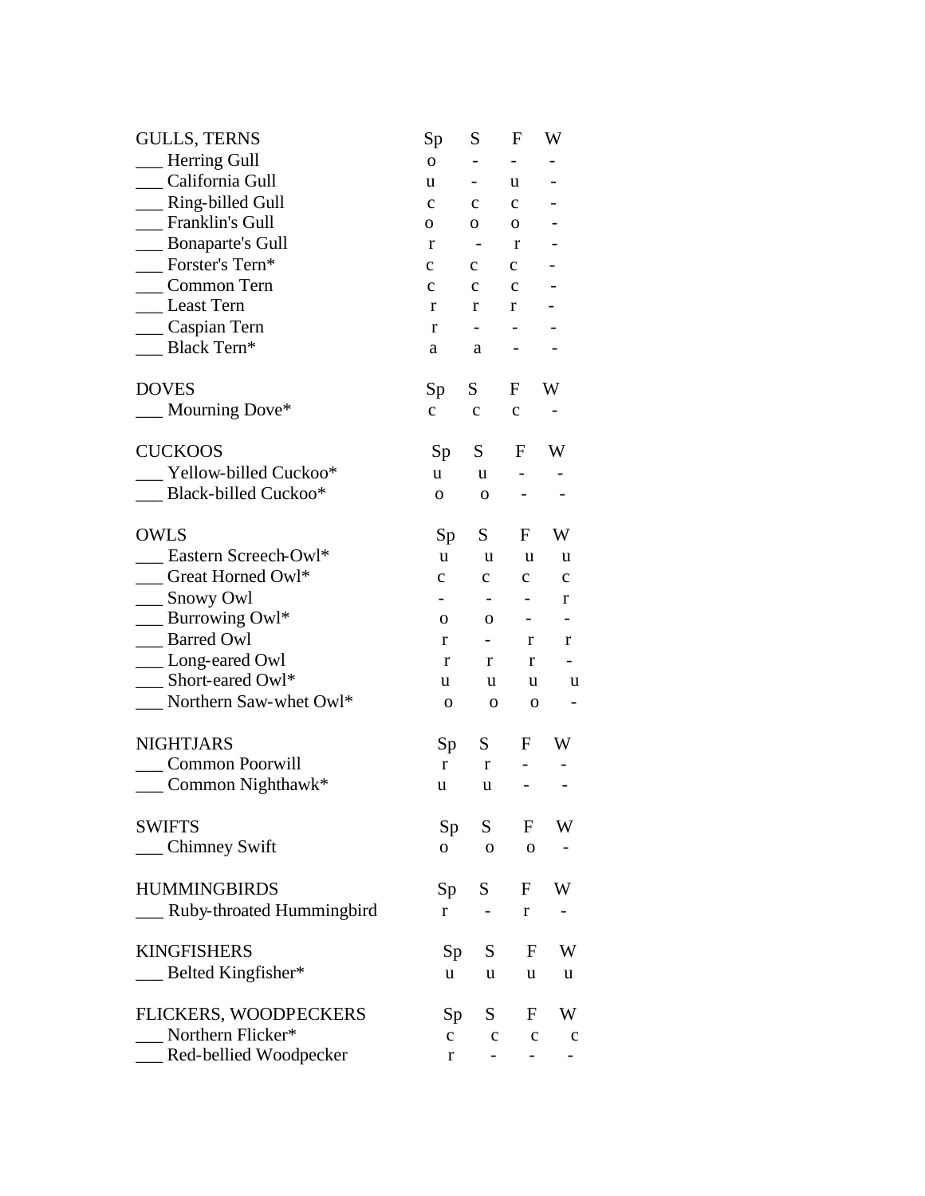| GULLS, TERNS | Sp | S | F | W |
|---|---|---|---|---|
| ___ Herring Gull | o | - | - | - |
| ___ California Gull | u | - | u | - |
| ___ Ring-billed Gull | c | c | c | - |
| ___ Franklin's Gull | o | o | o | - |
| ___ Bonaparte's Gull | r | - | r | - |
| ___ Forster's Tern* | c | c | c | - |
| ___ Common Tern | c | c | c | - |
| ___ Least Tern | r | r | r | - |
| ___ Caspian Tern | r | - | - | - |
| ___ Black Tern* | a | a | - | - |

| DOVES | Sp | S | F | W |
|---|---|---|---|---|
| ___ Mourning Dove* | c | c | c | - |

| CUCKOOS | Sp | S | F | W |
|---|---|---|---|---|
| ___ Yellow-billed Cuckoo* | u | u | - | - |
| ___ Black-billed Cuckoo* | o | o | - | - |

| OWLS | Sp | S | F | W |
|---|---|---|---|---|
| ___ Eastern Screech-Owl* | u | u | u | u |
| ___ Great Horned Owl* | c | c | c | c |
| ___ Snowy Owl | - | - | - | r |
| ___ Burrowing Owl* | o | o | - | - |
| ___ Barred Owl | r | - | r | r |
| ___ Long-eared Owl | r | r | r | - |
| ___ Short-eared Owl* | u | u | u | u |
| ___ Northern Saw-whet Owl* | o | o | o | - |

| NIGHTJARS | Sp | S | F | W |
|---|---|---|---|---|
| ___ Common Poorwill | r | r | - | - |
| ___ Common Nighthawk* | u | u | - | - |

| SWIFTS | Sp | S | F | W |
|---|---|---|---|---|
| ___ Chimney Swift | o | o | o | - |

| HUMMINGBIRDS | Sp | S | F | W |
|---|---|---|---|---|
| ___ Ruby-throated Hummingbird | r | - | r | - |

| KINGFISHERS | Sp | S | F | W |
|---|---|---|---|---|
| ___ Belted Kingfisher* | u | u | u | u |

| FLICKERS, WOODPECKERS | Sp | S | F | W |
|---|---|---|---|---|
| ___ Northern Flicker* | c | c | c | c |
| ___ Red-bellied Woodpecker | r | - | - | - |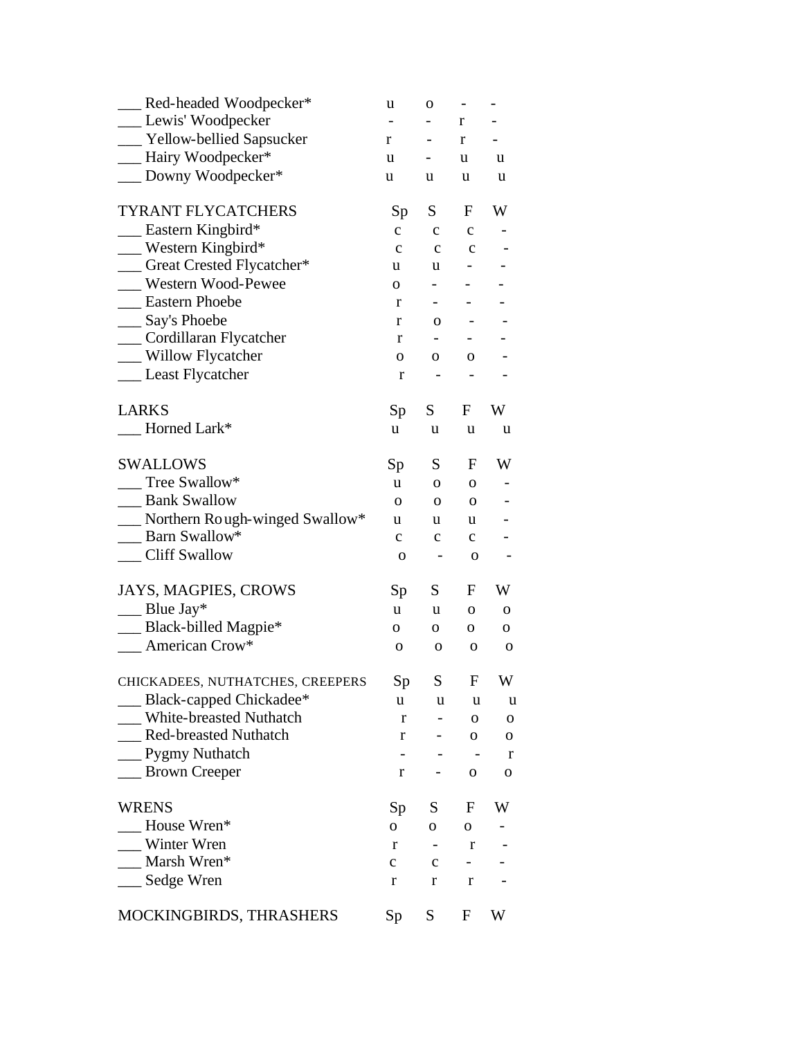| | Sp | S | F | W |
|---|---|---|---|---|
| ___ Red-headed Woodpecker* | u | o | - | - |
| ___ Lewis' Woodpecker | - | - | r | - |
| ___ Yellow-bellied Sapsucker | r | - | r | - |
| ___ Hairy Woodpecker* | u | - | u | u |
| ___ Downy Woodpecker* | u | u | u | u |

| TYRANT FLYCATCHERS | Sp | S | F | W |
|---|---|---|---|---|
| ___ Eastern Kingbird* | c | c | c | - |
| ___ Western Kingbird* | c | c | c | - |
| ___ Great Crested Flycatcher* | u | u | - | - |
| ___ Western Wood-Pewee | o | - | - | - |
| ___ Eastern Phoebe | r | - | - | - |
| ___ Say's Phoebe | r | o | - | - |
| ___ Cordillaran Flycatcher | r | - | - | - |
| ___ Willow Flycatcher | o | o | o | - |
| ___ Least Flycatcher | r | - | - | - |

| LARKS | Sp | S | F | W |
|---|---|---|---|---|
| ___ Horned Lark* | u | u | u | u |

| SWALLOWS | Sp | S | F | W |
|---|---|---|---|---|
| ___ Tree Swallow* | u | o | o | - |
| ___ Bank Swallow | o | o | o | - |
| ___ Northern Rough-winged Swallow* | u | u | u | - |
| ___ Barn Swallow* | c | c | c | - |
| ___ Cliff Swallow | o | - | o | - |

| JAYS, MAGPIES, CROWS | Sp | S | F | W |
|---|---|---|---|---|
| ___ Blue Jay* | u | u | o | o |
| ___ Black-billed Magpie* | o | o | o | o |
| ___ American Crow* | o | o | o | o |

| CHICKADEES, NUTHATCHES, CREEPERS | Sp | S | F | W |
|---|---|---|---|---|
| ___ Black-capped Chickadee* | u | u | u | u |
| ___ White-breasted Nuthatch | r | - | o | o |
| ___ Red-breasted Nuthatch | r | - | o | o |
| ___ Pygmy Nuthatch | - | - | - | r |
| ___ Brown Creeper | r | - | o | o |

| WRENS | Sp | S | F | W |
|---|---|---|---|---|
| ___ House Wren* | o | o | o | - |
| ___ Winter Wren | r | - | r | - |
| ___ Marsh Wren* | c | c | - | - |
| ___ Sedge Wren | r | r | r | - |

| MOCKINGBIRDS, THRASHERS | Sp | S | F | W |
|---|---|---|---|---|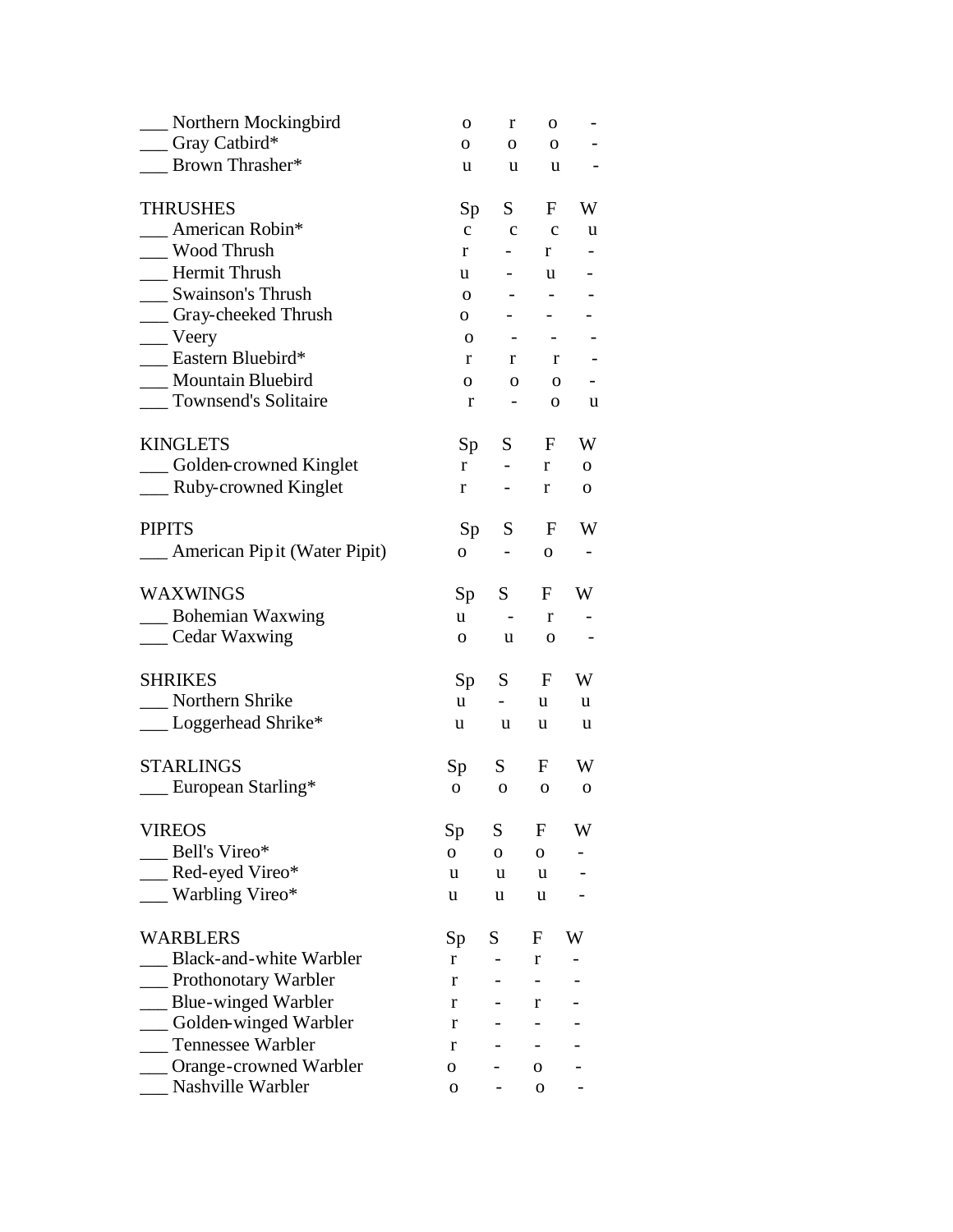| | Sp | S | F | W |
|---|---|---|---|---|
| ___ Northern Mockingbird | o | r | o | - |
| ___ Gray Catbird* | o | o | o | - |
| ___ Brown Thrasher* | u | u | u | - |

| THRUSHES | Sp | S | F | W |
|---|---|---|---|---|
| ___ American Robin* | c | c | c | u |
| ___ Wood Thrush | r | - | r | - |
| ___ Hermit Thrush | u | - | u | - |
| ___ Swainson's Thrush | o | - | - | - |
| ___ Gray-cheeked Thrush | o | - | - | - |
| ___ Veery | o | - | - | - |
| ___ Eastern Bluebird* | r | r | r | - |
| ___ Mountain Bluebird | o | o | o | - |
| ___ Townsend's Solitaire | r | - | o | u |

| KINGLETS | Sp | S | F | W |
|---|---|---|---|---|
| ___ Golden-crowned Kinglet | r | - | r | o |
| ___ Ruby-crowned Kinglet | r | - | r | o |

| PIPITS | Sp | S | F | W |
|---|---|---|---|---|
| ___ American Pipit (Water Pipit) | o | - | o | - |

| WAXWINGS | Sp | S | F | W |
|---|---|---|---|---|
| ___ Bohemian Waxwing | u | - | r | - |
| ___ Cedar Waxwing | o | u | o | - |

| SHRIKES | Sp | S | F | W |
|---|---|---|---|---|
| ___ Northern Shrike | u | - | u | u |
| ___ Loggerhead Shrike* | u | u | u | u |

| STARLINGS | Sp | S | F | W |
|---|---|---|---|---|
| ___ European Starling* | o | o | o | o |

| VIREOS | Sp | S | F | W |
|---|---|---|---|---|
| ___ Bell's Vireo* | o | o | o | - |
| ___ Red-eyed Vireo* | u | u | u | - |
| ___ Warbling Vireo* | u | u | u | - |

| WARBLERS | Sp | S | F | W |
|---|---|---|---|---|
| ___ Black-and-white Warbler | r | - | r | - |
| ___ Prothonotary Warbler | r | - | - | - |
| ___ Blue-winged Warbler | r | - | r | - |
| ___ Golden-winged Warbler | r | - | - | - |
| ___ Tennessee Warbler | r | - | - | - |
| ___ Orange-crowned Warbler | o | - | o | - |
| ___ Nashville Warbler | o | - | o | - |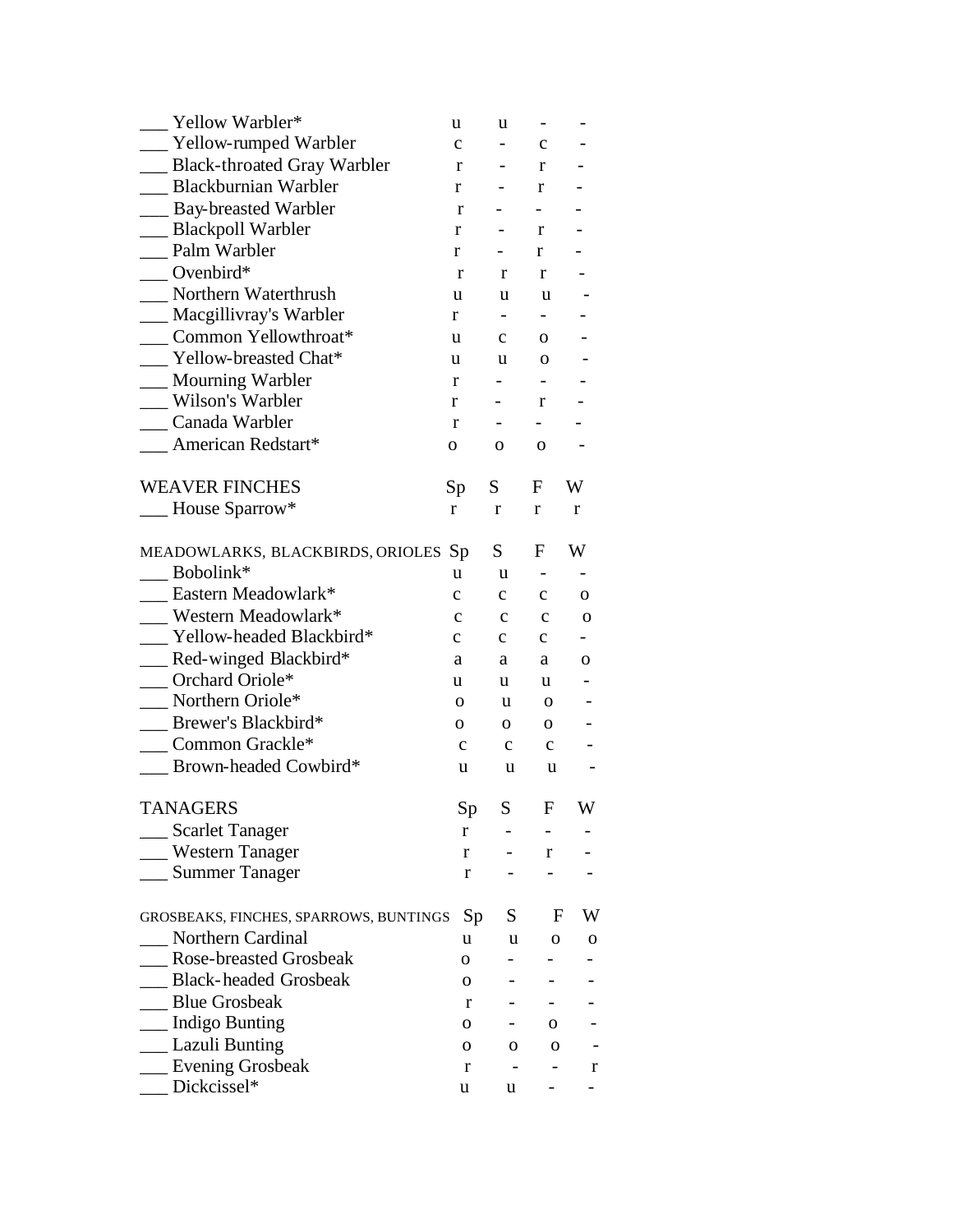| | Sp | S | F | W |
|---|---|---|---|---|
| ___ Yellow Warbler* | u | u | - | - |
| ___ Yellow-rumped Warbler | c | - | c | - |
| ___ Black-throated Gray Warbler | r | - | r | - |
| ___ Blackburnian Warbler | r | - | r | - |
| ___ Bay-breasted Warbler | r | - | - | - |
| ___ Blackpoll Warbler | r | - | r | - |
| ___ Palm Warbler | r | - | r | - |
| ___ Ovenbird* | r | r | r | - |
| ___ Northern Waterthrush | u | u | u | - |
| ___ Macgillivray's Warbler | r | - | - | - |
| ___ Common Yellowthroat* | u | c | o | - |
| ___ Yellow-breasted Chat* | u | u | o | - |
| ___ Mourning Warbler | r | - | - | - |
| ___ Wilson's Warbler | r | - | r | - |
| ___ Canada Warbler | r | - | - | - |
| ___ American Redstart* | o | o | o | - |

| WEAVER FINCHES | Sp | S | F | W |
|---|---|---|---|---|
| ___ House Sparrow* | r | r | r | r |

| MEADOWLARKS, BLACKBIRDS, ORIOLES | Sp | S | F | W |
|---|---|---|---|---|
| ___ Bobolink* | u | u | - | - |
| ___ Eastern Meadowlark* | c | c | c | o |
| ___ Western Meadowlark* | c | c | c | o |
| ___ Yellow-headed Blackbird* | c | c | c | - |
| ___ Red-winged Blackbird* | a | a | a | o |
| ___ Orchard Oriole* | u | u | u | - |
| ___ Northern Oriole* | o | u | o | - |
| ___ Brewer's Blackbird* | o | o | o | - |
| ___ Common Grackle* | c | c | c | - |
| ___ Brown-headed Cowbird* | u | u | u | - |

| TANAGERS | Sp | S | F | W |
|---|---|---|---|---|
| ___ Scarlet Tanager | r | - | - | - |
| ___ Western Tanager | r | - | r | - |
| ___ Summer Tanager | r | - | - | - |

| GROSBEAKS, FINCHES, SPARROWS, BUNTINGS | Sp | S | F | W |
|---|---|---|---|---|
| ___ Northern Cardinal | u | u | o | o |
| ___ Rose-breasted Grosbeak | o | - | - | - |
| ___ Black-headed Grosbeak | o | - | - | - |
| ___ Blue Grosbeak | r | - | - | - |
| ___ Indigo Bunting | o | - | o | - |
| ___ Lazuli Bunting | o | o | o | - |
| ___ Evening Grosbeak | r | - | - | r |
| ___ Dickcissel* | u | u | - | - |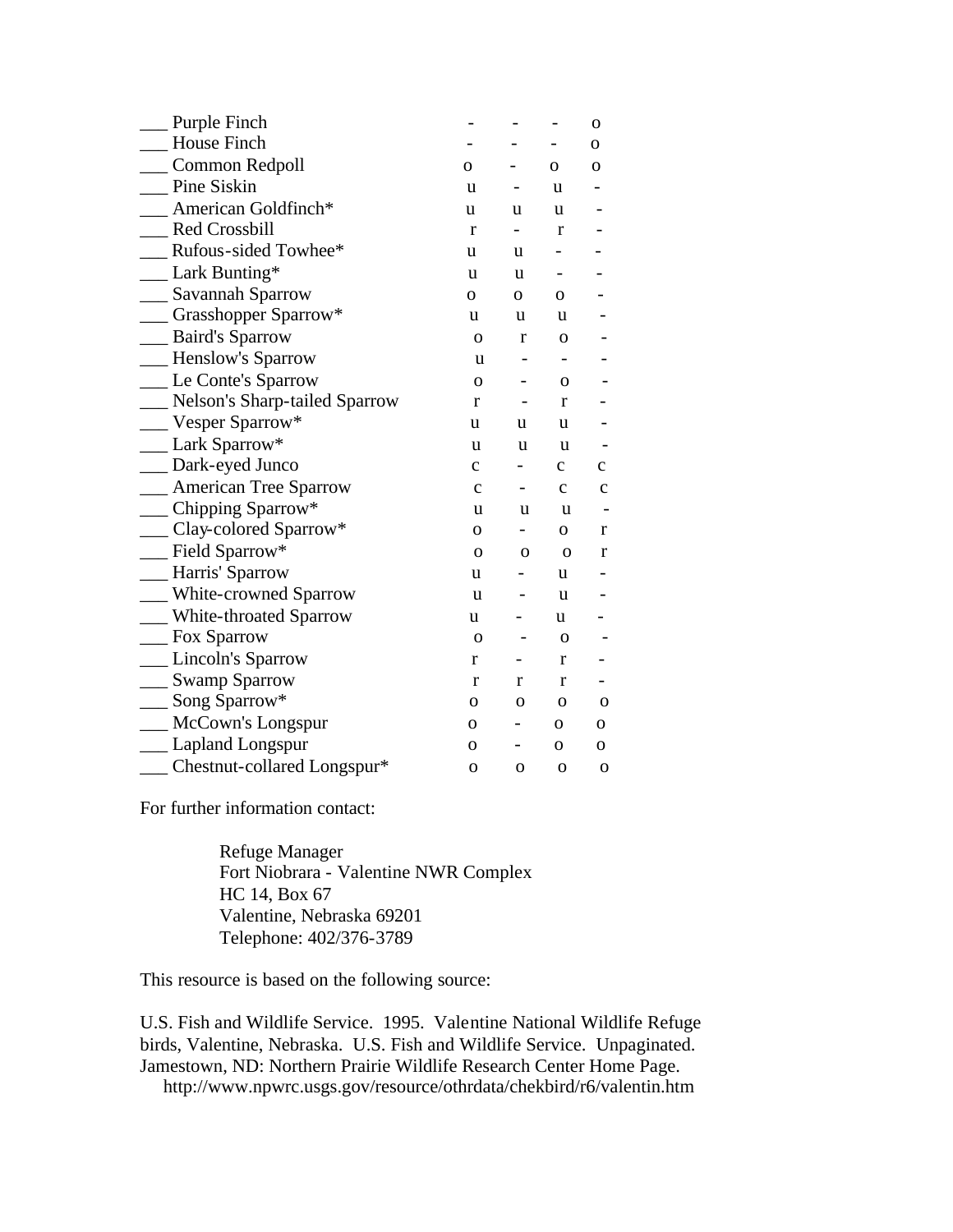| | | | | |
|---|---|---|---|---|
| ___ Purple Finch | - | - | - | o |
| ___ House Finch | - | - | - | o |
| ___ Common Redpoll | o | - | o | o |
| ___ Pine Siskin | u | - | u | - |
| ___ American Goldfinch* | u | u | u | - |
| ___ Red Crossbill | r | - | r | - |
| ___ Rufous-sided Towhee* | u | u | - | - |
| ___ Lark Bunting* | u | u | - | - |
| ___ Savannah Sparrow | o | o | o | - |
| ___ Grasshopper Sparrow* | u | u | u | - |
| ___ Baird's Sparrow | o | r | o | - |
| ___ Henslow's Sparrow | u | - | - | - |
| ___ Le Conte's Sparrow | o | - | o | - |
| ___ Nelson's Sharp-tailed Sparrow | r | - | r | - |
| ___ Vesper Sparrow* | u | u | u | - |
| ___ Lark Sparrow* | u | u | u | - |
| ___ Dark-eyed Junco | c | - | c | c |
| ___ American Tree Sparrow | c | - | c | c |
| ___ Chipping Sparrow* | u | u | u | - |
| ___ Clay-colored Sparrow* | o | - | o | r |
| ___ Field Sparrow* | o | o | o | r |
| ___ Harris' Sparrow | u | - | u | - |
| ___ White-crowned Sparrow | u | - | u | - |
| ___ White-throated Sparrow | u | - | u | - |
| ___ Fox Sparrow | o | - | o | - |
| ___ Lincoln's Sparrow | r | - | r | - |
| ___ Swamp Sparrow | r | r | r | - |
| ___ Song Sparrow* | o | o | o | o |
| ___ McCown's Longspur | o | - | o | o |
| ___ Lapland Longspur | o | - | o | o |
| ___ Chestnut-collared Longspur* | o | o | o | o |

For further information contact:

Refuge Manager
Fort Niobrara - Valentine NWR Complex
HC 14, Box 67
Valentine, Nebraska 69201
Telephone: 402/376-3789

This resource is based on the following source:

U.S. Fish and Wildlife Service. 1995. Valentine National Wildlife Refuge birds, Valentine, Nebraska. U.S. Fish and Wildlife Service. Unpaginated. Jamestown, ND: Northern Prairie Wildlife Research Center Home Page. http://www.npwrc.usgs.gov/resource/othrdata/chekbird/r6/valentin.htm